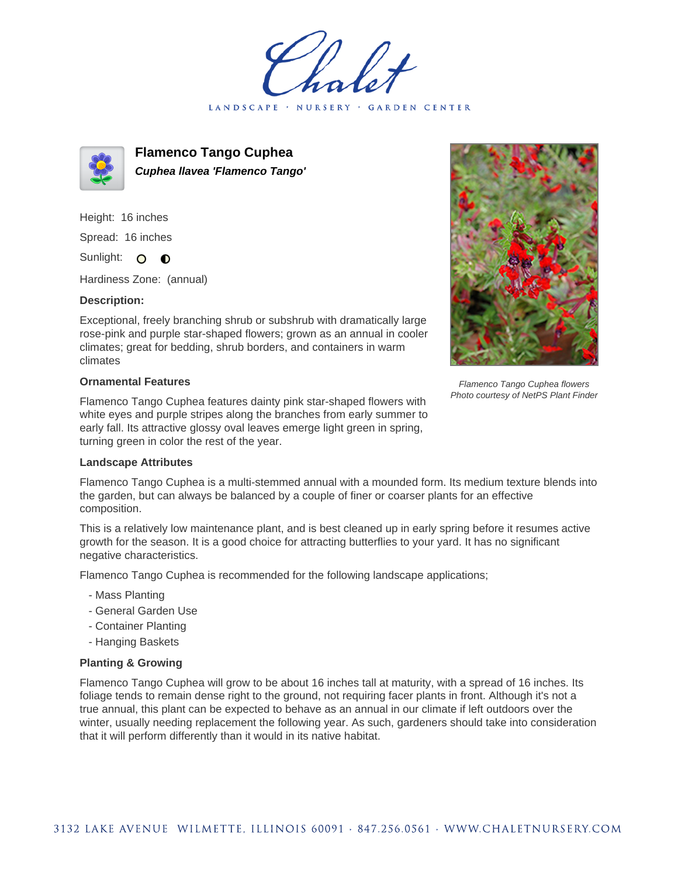# Flamenco Tango Cuphea

***Cuphea llavea 'Flamenco Tango'***

Height: 16 inches

Spread: 16 inches

Sunlight:

Hardiness Zone: (annual)

**Description:**

Exceptional, freely branching shrub or subshrub with dramatically large rose-pink and purple star-shaped flowers; grown as an annual in cooler climates; great for bedding, shrub borders, and containers in warm climates

*Flamenco Tango Cuphea flowers*
*Photo courtesy of NetPS Plant Finder*

### Ornamental Features

Flamenco Tango Cuphea features dainty pink star-shaped flowers with white eyes and purple stripes along the branches from early summer to early fall. Its attractive glossy oval leaves emerge light green in spring, turning green in color the rest of the year.

### Landscape Attributes

Flamenco Tango Cuphea is a multi-stemmed annual with a mounded form. Its medium texture blends into the garden, but can always be balanced by a couple of finer or coarser plants for an effective composition.

This is a relatively low maintenance plant, and is best cleaned up in early spring before it resumes active growth for the season. It is a good choice for attracting butterflies to your yard. It has no significant negative characteristics.

Flamenco Tango Cuphea is recommended for the following landscape applications;

- Mass Planting
- General Garden Use
- Container Planting
- Hanging Baskets

### Planting & Growing

Flamenco Tango Cuphea will grow to be about 16 inches tall at maturity, with a spread of 16 inches. Its foliage tends to remain dense right to the ground, not requiring facer plants in front. Although it's not a true annual, this plant can be expected to behave as an annual in our climate if left outdoors over the winter, usually needing replacement the following year. As such, gardeners should take into consideration that it will perform differently than it would in its native habitat.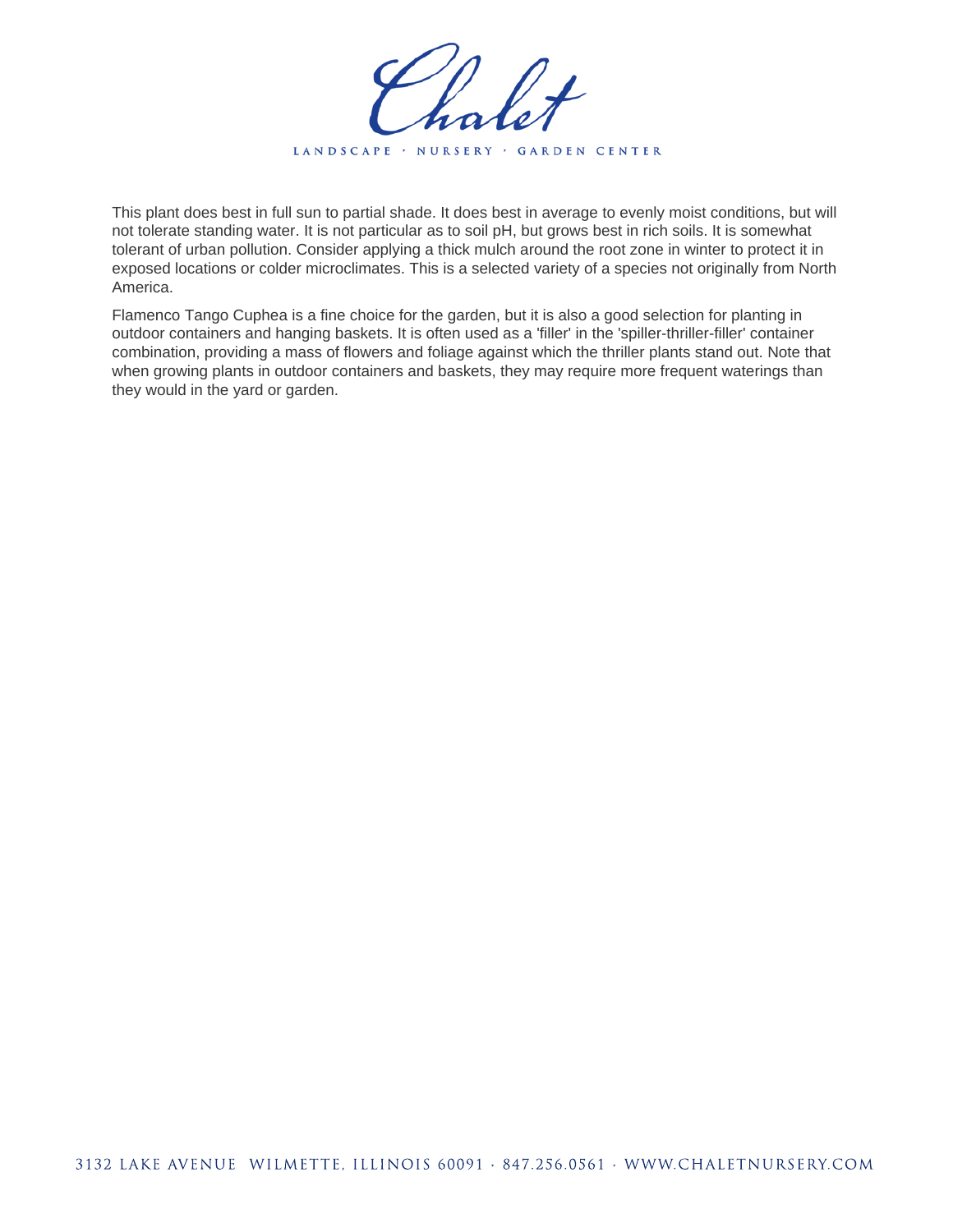This plant does best in full sun to partial shade. It does best in average to evenly moist conditions, but will not tolerate standing water. It is not particular as to soil pH, but grows best in rich soils. It is somewhat tolerant of urban pollution. Consider applying a thick mulch around the root zone in winter to protect it in exposed locations or colder microclimates. This is a selected variety of a species not originally from North America.

Flamenco Tango Cuphea is a fine choice for the garden, but it is also a good selection for planting in outdoor containers and hanging baskets. It is often used as a 'filler' in the 'spiller-thriller-filler' container combination, providing a mass of flowers and foliage against which the thriller plants stand out. Note that when growing plants in outdoor containers and baskets, they may require more frequent waterings than they would in the yard or garden.